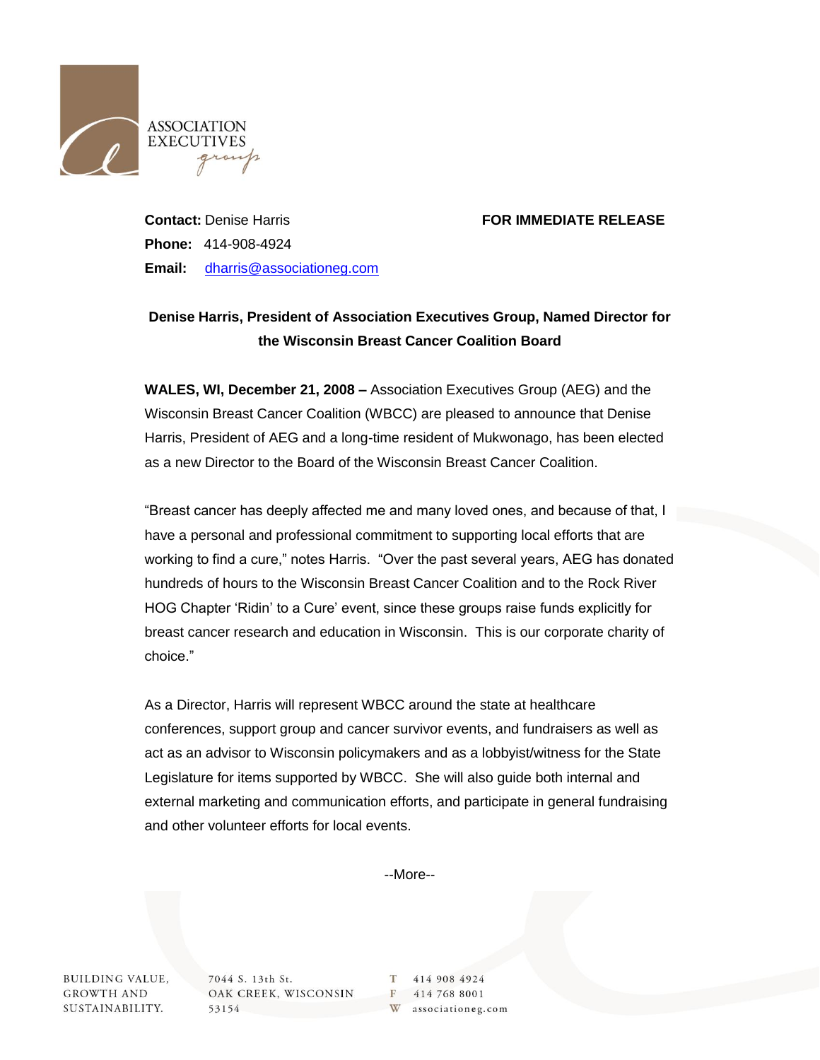ASSOCIATION EXECUTIVES group

**Contact:** Denise Harris

**Phone:** 414-908-4924

**Email:** dharris@associationeg.com

**FOR IMMEDIATE RELEASE**

**Denise Harris, President of Association Executives Group, Named Director for the Wisconsin Breast Cancer Coalition Board**

**WALES, WI, December 21, 2008 –** Association Executives Group (AEG) and the Wisconsin Breast Cancer Coalition (WBCC) are pleased to announce that Denise Harris, President of AEG and a long-time resident of Mukwonago, has been elected as a new Director to the Board of the Wisconsin Breast Cancer Coalition.

"Breast cancer has deeply affected me and many loved ones, and because of that, I have a personal and professional commitment to supporting local efforts that are working to find a cure," notes Harris. "Over the past several years, AEG has donated hundreds of hours to the Wisconsin Breast Cancer Coalition and to the Rock River HOG Chapter 'Ridin' to a Cure' event, since these groups raise funds explicitly for breast cancer research and education in Wisconsin. This is our corporate charity of choice."

As a Director, Harris will represent WBCC around the state at healthcare conferences, support group and cancer survivor events, and fundraisers as well as act as an advisor to Wisconsin policymakers and as a lobbyist/witness for the State Legislature for items supported by WBCC. She will also guide both internal and external marketing and communication efforts, and participate in general fundraising and other volunteer efforts for local events.

--More--

BUILDING VALUE, GROWTH AND SUSTAINABILITY.

7044 S. 13th St. OAK CREEK, WISCONSIN 53154

T 414 908 4924
F 414 768 8001
W associationeg.com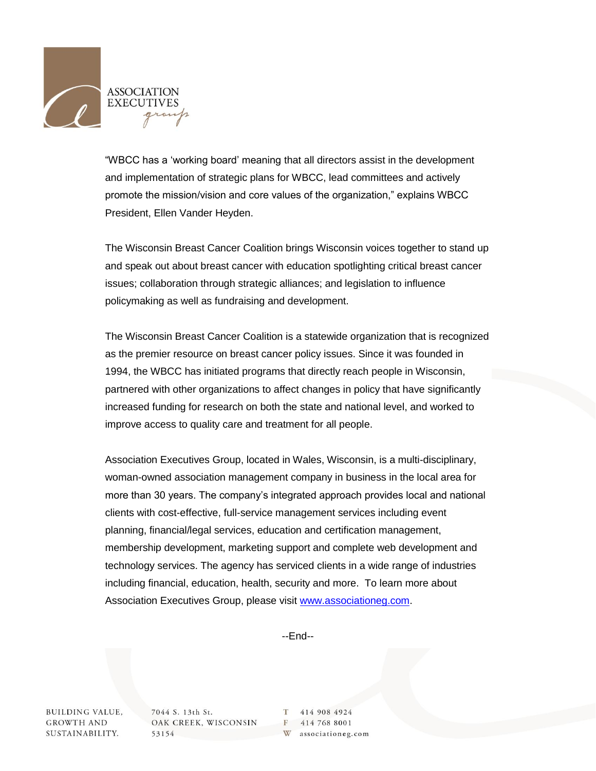"WBCC has a 'working board' meaning that all directors assist in the development and implementation of strategic plans for WBCC, lead committees and actively promote the mission/vision and core values of the organization," explains WBCC President, Ellen Vander Heyden.

The Wisconsin Breast Cancer Coalition brings Wisconsin voices together to stand up and speak out about breast cancer with education spotlighting critical breast cancer issues; collaboration through strategic alliances; and legislation to influence policymaking as well as fundraising and development.

The Wisconsin Breast Cancer Coalition is a statewide organization that is recognized as the premier resource on breast cancer policy issues. Since it was founded in 1994, the WBCC has initiated programs that directly reach people in Wisconsin, partnered with other organizations to affect changes in policy that have significantly increased funding for research on both the state and national level, and worked to improve access to quality care and treatment for all people.

Association Executives Group, located in Wales, Wisconsin, is a multi-disciplinary, woman-owned association management company in business in the local area for more than 30 years. The company's integrated approach provides local and national clients with cost-effective, full-service management services including event planning, financial/legal services, education and certification management, membership development, marketing support and complete web development and technology services. The agency has serviced clients in a wide range of industries including financial, education, health, security and more. To learn more about Association Executives Group, please visit [www.associationeg.com](http://www.associationeg.com).

--End--